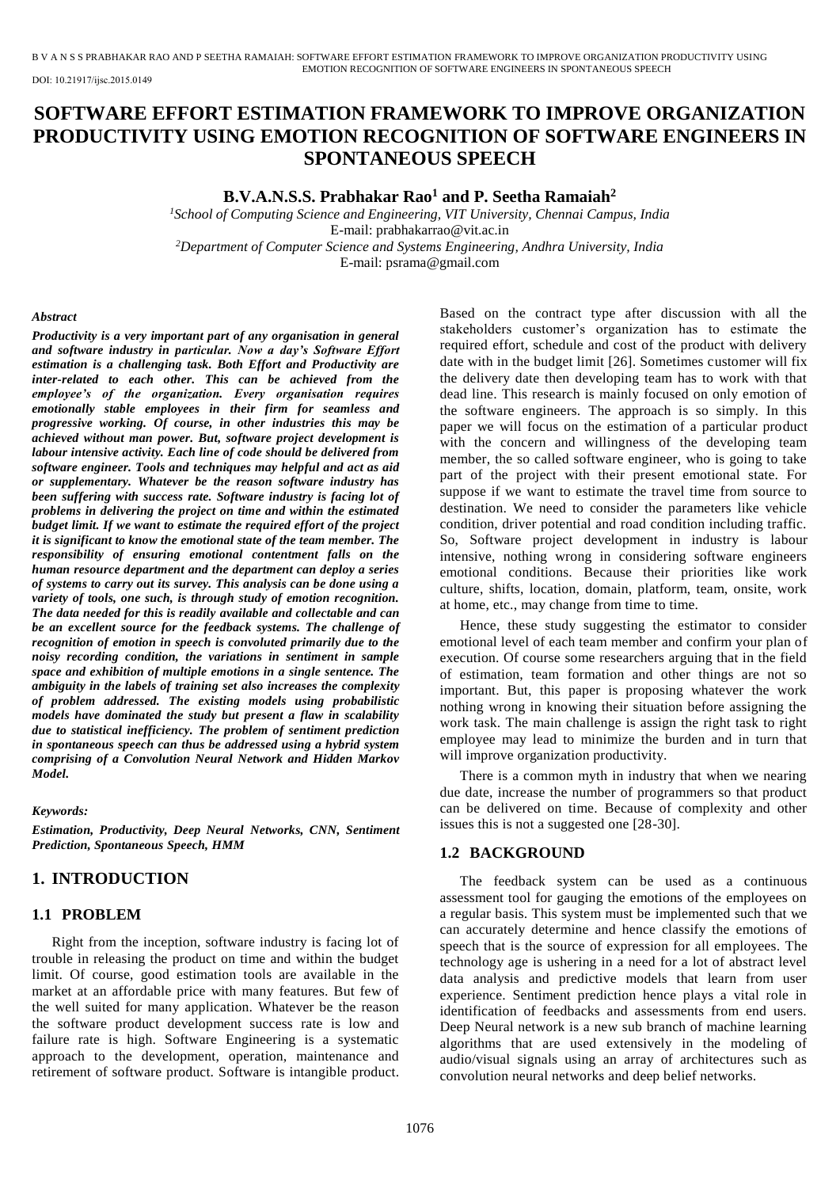# SOFTWARE EFFORT ESTIMATION FRAMEWORK TO IMPROVE ORGANIZATION PRODUCTIVITY USING EMOTION RECOGNITION OF SOFTWARE ENGINEERS IN SPONTANEOUS SPEECH

**B.V.A.N.S.S. Prabhakar Rao[1] and P. Seetha Ramaiah[2]**

[1]*School of Computing Science and Engineering, VIT University, Chennai Campus, India*
E-mail: prabhakarrao@vit.ac.in
[2]*Department of Computer Science and Systems Engineering, Andhra University, India*
E-mail: psrama@gmail.com

***Abstract***

***Productivity is a very important part of any organisation in general and software industry in particular. Now a day's Software Effort estimation is a challenging task. Both Effort and Productivity are inter-related to each other. This can be achieved from the employee's of the organization. Every organisation requires emotionally stable employees in their firm for seamless and progressive working. Of course, in other industries this may be achieved without man power. But, software project development is labour intensive activity. Each line of code should be delivered from software engineer. Tools and techniques may helpful and act as aid or supplementary. Whatever be the reason software industry has been suffering with success rate. Software industry is facing lot of problems in delivering the project on time and within the estimated budget limit. If we want to estimate the required effort of the project it is significant to know the emotional state of the team member. The responsibility of ensuring emotional contentment falls on the human resource department and the department can deploy a series of systems to carry out its survey. This analysis can be done using a variety of tools, one such, is through study of emotion recognition. The data needed for this is readily available and collectable and can be an excellent source for the feedback systems. The challenge of recognition of emotion in speech is convoluted primarily due to the noisy recording condition, the variations in sentiment in sample space and exhibition of multiple emotions in a single sentence. The ambiguity in the labels of training set also increases the complexity of problem addressed. The existing models using probabilistic models have dominated the study but present a flaw in scalability due to statistical inefficiency. The problem of sentiment prediction in spontaneous speech can thus be addressed using a hybrid system comprising of a Convolution Neural Network and Hidden Markov Model.***

***Keywords:***

***Estimation, Productivity, Deep Neural Networks, CNN, Sentiment Prediction, Spontaneous Speech, HMM***

## 1. INTRODUCTION

### 1.1 PROBLEM

Right from the inception, software industry is facing lot of trouble in releasing the product on time and within the budget limit. Of course, good estimation tools are available in the market at an affordable price with many features. But few of the well suited for many application. Whatever be the reason the software product development success rate is low and failure rate is high. Software Engineering is a systematic approach to the development, operation, maintenance and retirement of software product. Software is intangible product. Based on the contract type after discussion with all the stakeholders customer's organization has to estimate the required effort, schedule and cost of the product with delivery date with in the budget limit [26]. Sometimes customer will fix the delivery date then developing team has to work with that dead line. This research is mainly focused on only emotion of the software engineers. The approach is so simply. In this paper we will focus on the estimation of a particular product with the concern and willingness of the developing team member, the so called software engineer, who is going to take part of the project with their present emotional state. For suppose if we want to estimate the travel time from source to destination. We need to consider the parameters like vehicle condition, driver potential and road condition including traffic. So, Software project development in industry is labour intensive, nothing wrong in considering software engineers emotional conditions. Because their priorities like work culture, shifts, location, domain, platform, team, onsite, work at home, etc., may change from time to time.

Hence, these study suggesting the estimator to consider emotional level of each team member and confirm your plan of execution. Of course some researchers arguing that in the field of estimation, team formation and other things are not so important. But, this paper is proposing whatever the work nothing wrong in knowing their situation before assigning the work task. The main challenge is assign the right task to right employee may lead to minimize the burden and in turn that will improve organization productivity.

There is a common myth in industry that when we nearing due date, increase the number of programmers so that product can be delivered on time. Because of complexity and other issues this is not a suggested one [28-30].

### 1.2 BACKGROUND

The feedback system can be used as a continuous assessment tool for gauging the emotions of the employees on a regular basis. This system must be implemented such that we can accurately determine and hence classify the emotions of speech that is the source of expression for all employees. The technology age is ushering in a need for a lot of abstract level data analysis and predictive models that learn from user experience. Sentiment prediction hence plays a vital role in identification of feedbacks and assessments from end users. Deep Neural network is a new sub branch of machine learning algorithms that are used extensively in the modeling of audio/visual signals using an array of architectures such as convolution neural networks and deep belief networks.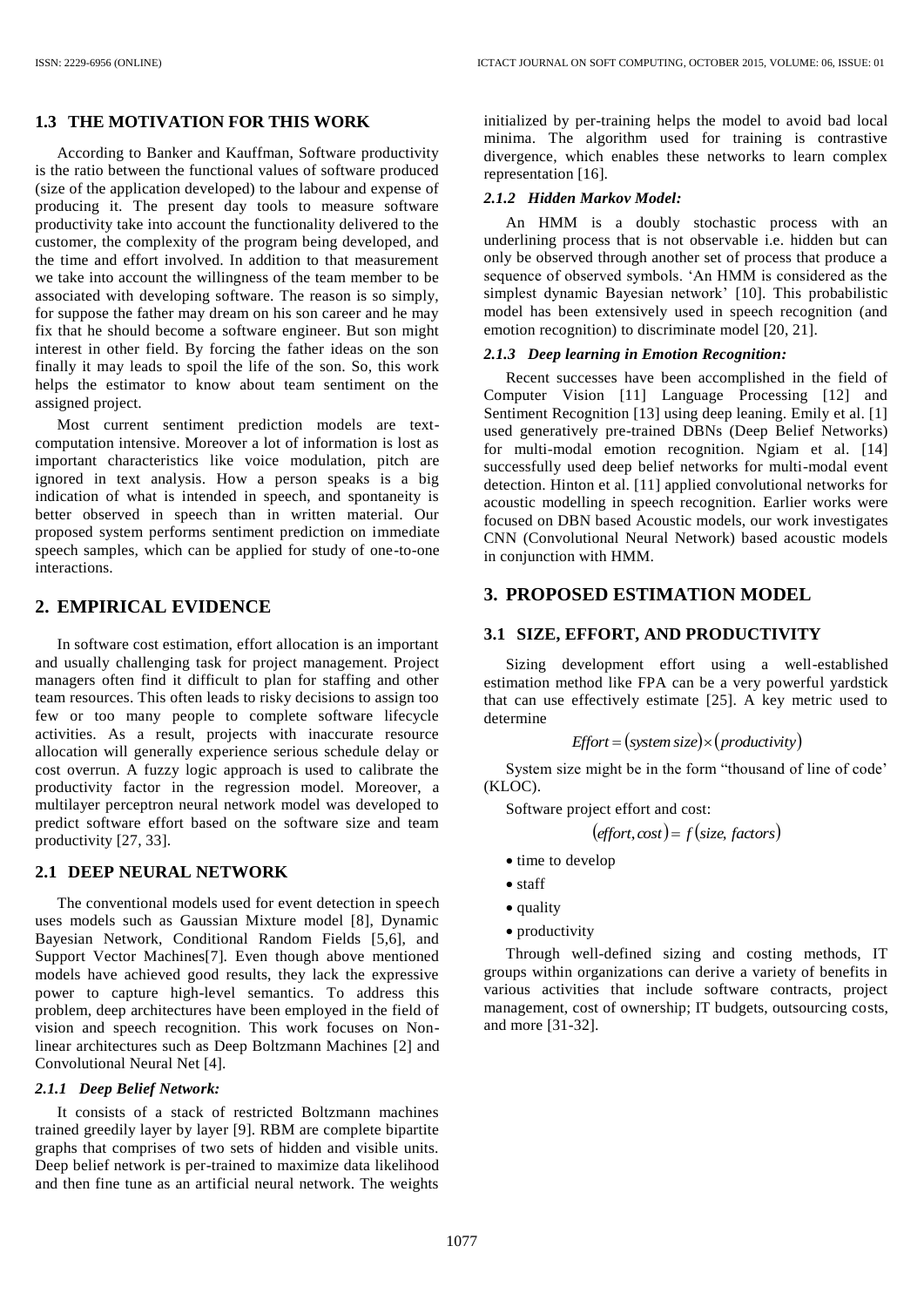## 1.3 THE MOTIVATION FOR THIS WORK

According to Banker and Kauffman, Software productivity is the ratio between the functional values of software produced (size of the application developed) to the labour and expense of producing it. The present day tools to measure software productivity take into account the functionality delivered to the customer, the complexity of the program being developed, and the time and effort involved. In addition to that measurement we take into account the willingness of the team member to be associated with developing software. The reason is so simply, for suppose the father may dream on his son career and he may fix that he should become a software engineer. But son might interest in other field. By forcing the father ideas on the son finally it may leads to spoil the life of the son. So, this work helps the estimator to know about team sentiment on the assigned project.

Most current sentiment prediction models are text-computation intensive. Moreover a lot of information is lost as important characteristics like voice modulation, pitch are ignored in text analysis. How a person speaks is a big indication of what is intended in speech, and spontaneity is better observed in speech than in written material. Our proposed system performs sentiment prediction on immediate speech samples, which can be applied for study of one-to-one interactions.

# 2. EMPIRICAL EVIDENCE

In software cost estimation, effort allocation is an important and usually challenging task for project management. Project managers often find it difficult to plan for staffing and other team resources. This often leads to risky decisions to assign too few or too many people to complete software lifecycle activities. As a result, projects with inaccurate resource allocation will generally experience serious schedule delay or cost overrun. A fuzzy logic approach is used to calibrate the productivity factor in the regression model. Moreover, a multilayer perceptron neural network model was developed to predict software effort based on the software size and team productivity [27, 33].

## 2.1 DEEP NEURAL NETWORK

The conventional models used for event detection in speech uses models such as Gaussian Mixture model [8], Dynamic Bayesian Network, Conditional Random Fields [5,6], and Support Vector Machines[7]. Even though above mentioned models have achieved good results, they lack the expressive power to capture high-level semantics. To address this problem, deep architectures have been employed in the field of vision and speech recognition. This work focuses on Non-linear architectures such as Deep Boltzmann Machines [2] and Convolutional Neural Net [4].

### *2.1.1 Deep Belief Network:*

It consists of a stack of restricted Boltzmann machines trained greedily layer by layer [9]. RBM are complete bipartite graphs that comprises of two sets of hidden and visible units. Deep belief network is per-trained to maximize data likelihood and then fine tune as an artificial neural network. The weights initialized by per-training helps the model to avoid bad local minima. The algorithm used for training is contrastive divergence, which enables these networks to learn complex representation [16].

### *2.1.2 Hidden Markov Model:*

An HMM is a doubly stochastic process with an underlining process that is not observable i.e. hidden but can only be observed through another set of process that produce a sequence of observed symbols. 'An HMM is considered as the simplest dynamic Bayesian network' [10]. This probabilistic model has been extensively used in speech recognition (and emotion recognition) to discriminate model [20, 21].

### *2.1.3 Deep learning in Emotion Recognition:*

Recent successes have been accomplished in the field of Computer Vision [11] Language Processing [12] and Sentiment Recognition [13] using deep leaning. Emily et al. [1] used generatively pre-trained DBNs (Deep Belief Networks) for multi-modal emotion recognition. Ngiam et al. [14] successfully used deep belief networks for multi-modal event detection. Hinton et al. [11] applied convolutional networks for acoustic modelling in speech recognition. Earlier works were focused on DBN based Acoustic models, our work investigates CNN (Convolutional Neural Network) based acoustic models in conjunction with HMM.

# 3. PROPOSED ESTIMATION MODEL

## 3.1 SIZE, EFFORT, AND PRODUCTIVITY

Sizing development effort using a well-established estimation method like FPA can be a very powerful yardstick that can use effectively estimate [25]. A key metric used to determine

$$Effort = (system\ size) \times (productivity)$$

System size might be in the form "thousand of line of code' (KLOC).

Software project effort and cost:

$$(effort, cost) = f(size,\ factors)$$

- time to develop
- staff
- quality
- productivity

Through well-defined sizing and costing methods, IT groups within organizations can derive a variety of benefits in various activities that include software contracts, project management, cost of ownership; IT budgets, outsourcing costs, and more [31-32].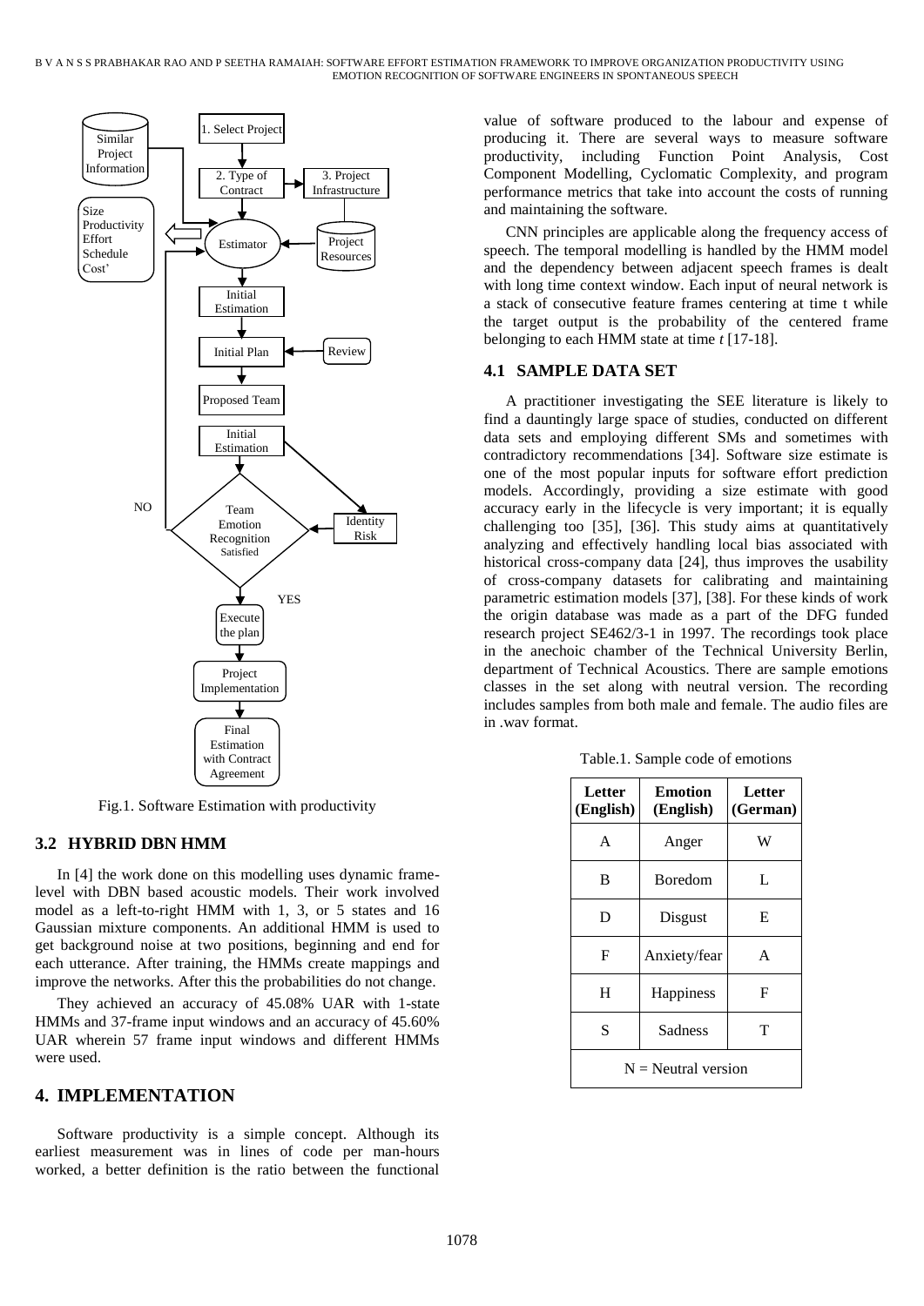Fig.1. Software Estimation with productivity

### 3.2 HYBRID DBN HMM

In [4] the work done on this modelling uses dynamic frame-level with DBN based acoustic models. Their work involved model as a left-to-right HMM with 1, 3, or 5 states and 16 Gaussian mixture components. An additional HMM is used to get background noise at two positions, beginning and end for each utterance. After training, the HMMs create mappings and improve the networks. After this the probabilities do not change.

They achieved an accuracy of 45.08% UAR with 1-state HMMs and 37-frame input windows and an accuracy of 45.60% UAR wherein 57 frame input windows and different HMMs were used.

## 4. IMPLEMENTATION

Software productivity is a simple concept. Although its earliest measurement was in lines of code per man-hours worked, a better definition is the ratio between the functional value of software produced to the labour and expense of producing it. There are several ways to measure software productivity, including Function Point Analysis, Cost Component Modelling, Cyclomatic Complexity, and program performance metrics that take into account the costs of running and maintaining the software.

CNN principles are applicable along the frequency access of speech. The temporal modelling is handled by the HMM model and the dependency between adjacent speech frames is dealt with long time context window. Each input of neural network is a stack of consecutive feature frames centering at time t while the target output is the probability of the centered frame belonging to each HMM state at time *t* [17-18].

### 4.1 SAMPLE DATA SET

A practitioner investigating the SEE literature is likely to find a dauntingly large space of studies, conducted on different data sets and employing different SMs and sometimes with contradictory recommendations [34]. Software size estimate is one of the most popular inputs for software effort prediction models. Accordingly, providing a size estimate with good accuracy early in the lifecycle is very important; it is equally challenging too [35], [36]. This study aims at quantitatively analyzing and effectively handling local bias associated with historical cross-company data [24], thus improves the usability of cross-company datasets for calibrating and maintaining parametric estimation models [37], [38]. For these kinds of work the origin database was made as a part of the DFG funded research project SE462/3-1 in 1997. The recordings took place in the anechoic chamber of the Technical University Berlin, department of Technical Acoustics. There are sample emotions classes in the set along with neutral version. The recording includes samples from both male and female. The audio files are in .wav format.

Table.1. Sample code of emotions

| Letter (English) | Emotion (English) | Letter (German) |
|---|---|---|
| A | Anger | W |
| B | Boredom | L |
| D | Disgust | E |
| F | Anxiety/fear | A |
| H | Happiness | F |
| S | Sadness | T |
| N = Neutral version | | |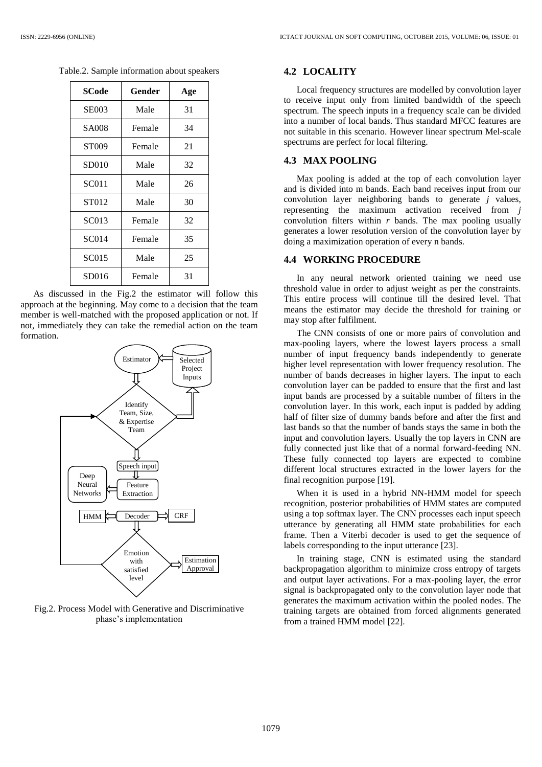Table.2. Sample information about speakers

| SCode | Gender | Age |
|---|---|---|
| SE003 | Male | 31 |
| SA008 | Female | 34 |
| ST009 | Female | 21 |
| SD010 | Male | 32 |
| SC011 | Male | 26 |
| ST012 | Male | 30 |
| SC013 | Female | 32 |
| SC014 | Female | 35 |
| SC015 | Male | 25 |
| SD016 | Female | 31 |

As discussed in the Fig.2 the estimator will follow this approach at the beginning. May come to a decision that the team member is well-matched with the proposed application or not. If not, immediately they can take the remedial action on the team formation.

Fig.2. Process Model with Generative and Discriminative phase's implementation

### 4.2 LOCALITY

Local frequency structures are modelled by convolution layer to receive input only from limited bandwidth of the speech spectrum. The speech inputs in a frequency scale can be divided into a number of local bands. Thus standard MFCC features are not suitable in this scenario. However linear spectrum Mel-scale spectrums are perfect for local filtering.

### 4.3 MAX POOLING

Max pooling is added at the top of each convolution layer and is divided into m bands. Each band receives input from our convolution layer neighboring bands to generate $j$ values, representing the maximum activation received from $j$ convolution filters within $r$ bands. The max pooling usually generates a lower resolution version of the convolution layer by doing a maximization operation of every n bands.

### 4.4 WORKING PROCEDURE

In any neural network oriented training we need use threshold value in order to adjust weight as per the constraints. This entire process will continue till the desired level. That means the estimator may decide the threshold for training or may stop after fulfilment.

The CNN consists of one or more pairs of convolution and max-pooling layers, where the lowest layers process a small number of input frequency bands independently to generate higher level representation with lower frequency resolution. The number of bands decreases in higher layers. The input to each convolution layer can be padded to ensure that the first and last input bands are processed by a suitable number of filters in the convolution layer. In this work, each input is padded by adding half of filter size of dummy bands before and after the first and last bands so that the number of bands stays the same in both the input and convolution layers. Usually the top layers in CNN are fully connected just like that of a normal forward-feeding NN. These fully connected top layers are expected to combine different local structures extracted in the lower layers for the final recognition purpose [19].

When it is used in a hybrid NN-HMM model for speech recognition, posterior probabilities of HMM states are computed using a top softmax layer. The CNN processes each input speech utterance by generating all HMM state probabilities for each frame. Then a Viterbi decoder is used to get the sequence of labels corresponding to the input utterance [23].

In training stage, CNN is estimated using the standard backpropagation algorithm to minimize cross entropy of targets and output layer activations. For a max-pooling layer, the error signal is backpropagated only to the convolution layer node that generates the maximum activation within the pooled nodes. The training targets are obtained from forced alignments generated from a trained HMM model [22].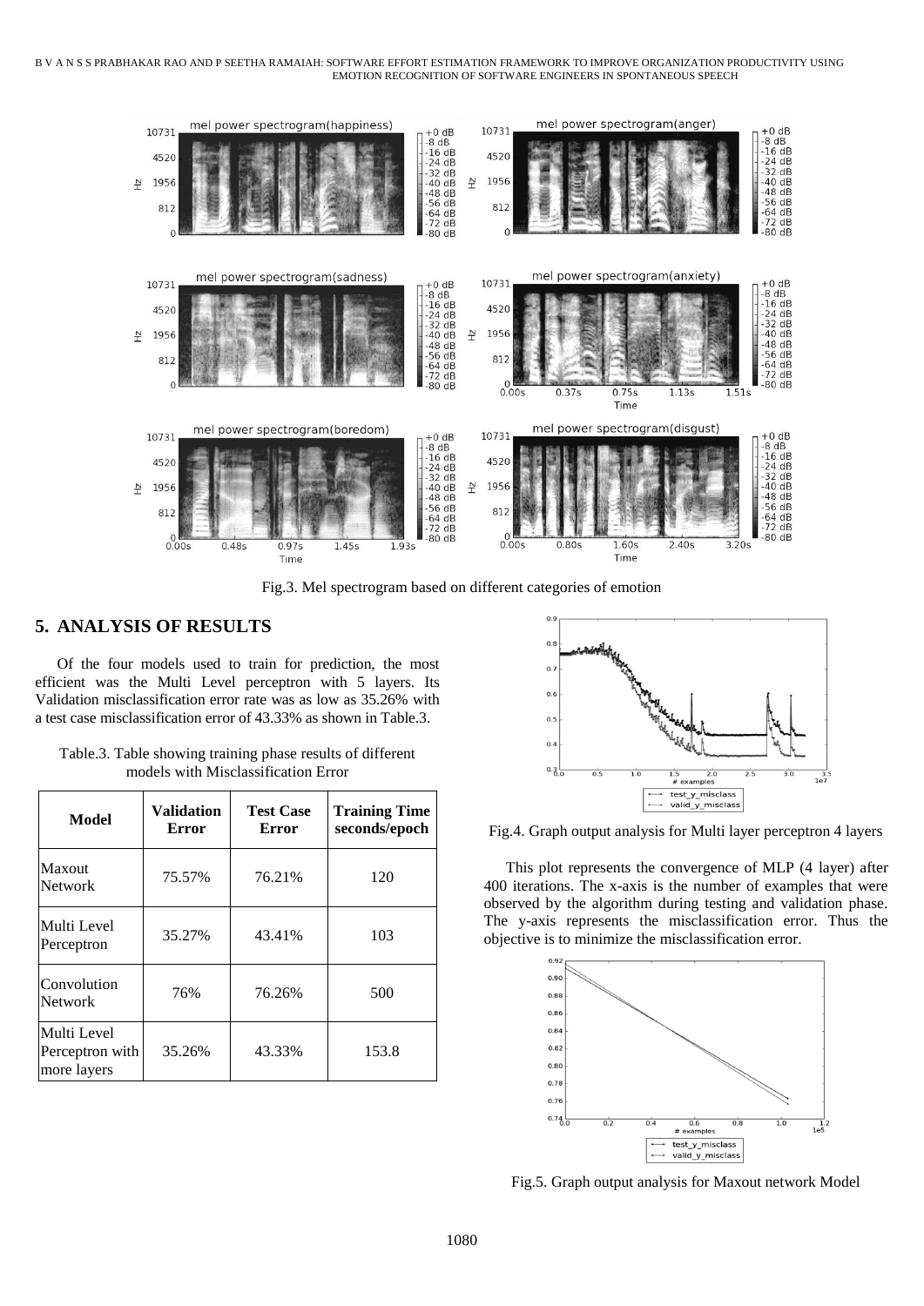Fig.3. Mel spectrogram based on different categories of emotion

## 5. ANALYSIS OF RESULTS

Of the four models used to train for prediction, the most efficient was the Multi Level perceptron with 5 layers. Its Validation misclassification error rate was as low as 35.26% with a test case misclassification error of 43.33% as shown in Table.3.

Table.3. Table showing training phase results of different models with Misclassification Error

| Model | Validation Error | Test Case Error | Training Time seconds/epoch |
|---|---|---|---|
| Maxout Network | 75.57% | 76.21% | 120 |
| Multi Level Perceptron | 35.27% | 43.41% | 103 |
| Convolution Network | 76% | 76.26% | 500 |
| Multi Level Perceptron with more layers | 35.26% | 43.33% | 153.8 |

Fig.4. Graph output analysis for Multi layer perceptron 4 layers

This plot represents the convergence of MLP (4 layer) after 400 iterations. The x-axis is the number of examples that were observed by the algorithm during testing and validation phase. The y-axis represents the misclassification error. Thus the objective is to minimize the misclassification error.

Fig.5. Graph output analysis for Maxout network Model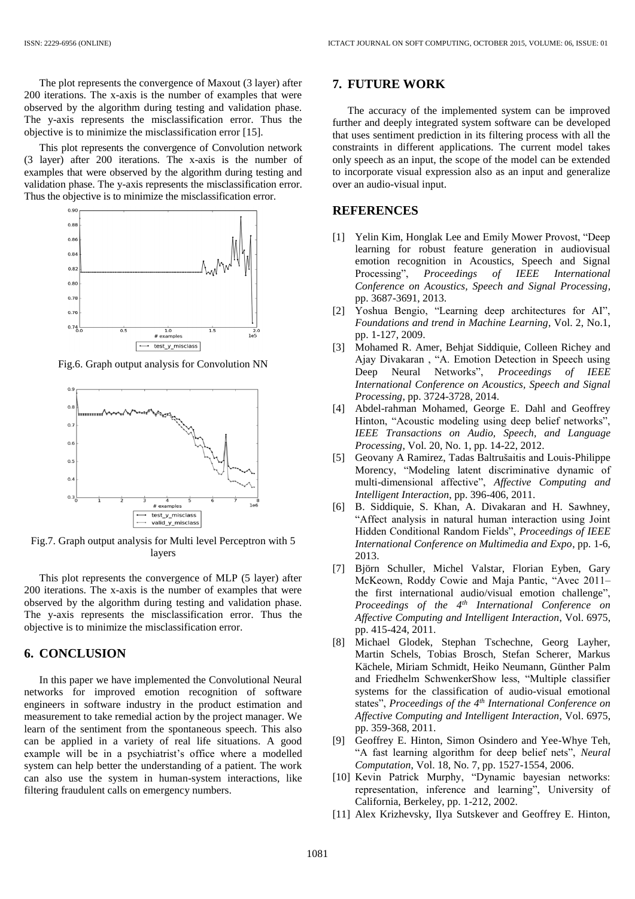The plot represents the convergence of Maxout (3 layer) after 200 iterations. The x-axis is the number of examples that were observed by the algorithm during testing and validation phase. The y-axis represents the misclassification error. Thus the objective is to minimize the misclassification error [15].

This plot represents the convergence of Convolution network (3 layer) after 200 iterations. The x-axis is the number of examples that were observed by the algorithm during testing and validation phase. The y-axis represents the misclassification error. Thus the objective is to minimize the misclassification error.

Fig.6. Graph output analysis for Convolution NN

Fig.7. Graph output analysis for Multi level Perceptron with 5 layers

This plot represents the convergence of MLP (5 layer) after 200 iterations. The x-axis is the number of examples that were observed by the algorithm during testing and validation phase. The y-axis represents the misclassification error. Thus the objective is to minimize the misclassification error.

## 6. CONCLUSION

In this paper we have implemented the Convolutional Neural networks for improved emotion recognition of software engineers in software industry in the product estimation and measurement to take remedial action by the project manager. We learn of the sentiment from the spontaneous speech. This also can be applied in a variety of real life situations. A good example will be in a psychiatrist's office where a modelled system can help better the understanding of a patient. The work can also use the system in human-system interactions, like filtering fraudulent calls on emergency numbers.

## 7. FUTURE WORK

The accuracy of the implemented system can be improved further and deeply integrated system software can be developed that uses sentiment prediction in its filtering process with all the constraints in different applications. The current model takes only speech as an input, the scope of the model can be extended to incorporate visual expression also as an input and generalize over an audio-visual input.

## REFERENCES

[1] Yelin Kim, Honglak Lee and Emily Mower Provost, "Deep learning for robust feature generation in audiovisual emotion recognition in Acoustics, Speech and Signal Processing", *Proceedings of IEEE International Conference on Acoustics, Speech and Signal Processing*, pp. 3687-3691, 2013.

[2] Yoshua Bengio, "Learning deep architectures for AI", *Foundations and trend in Machine Learning*, Vol. 2, No.1, pp. 1-127, 2009.

[3] Mohamed R. Amer, Behjat Siddiquie, Colleen Richey and Ajay Divakaran , "A. Emotion Detection in Speech using Deep Neural Networks", *Proceedings of IEEE International Conference on Acoustics, Speech and Signal Processing*, pp. 3724-3728, 2014.

[4] Abdel-rahman Mohamed, George E. Dahl and Geoffrey Hinton, "Acoustic modeling using deep belief networks", *IEEE Transactions on Audio, Speech, and Language Processing*, Vol. 20, No. 1, pp. 14-22, 2012.

[5] Geovany A Ramirez, Tadas Baltrušaitis and Louis-Philippe Morency, "Modeling latent discriminative dynamic of multi-dimensional affective", *Affective Computing and Intelligent Interaction*, pp. 396-406, 2011.

[6] B. Siddiquie, S. Khan, A. Divakaran and H. Sawhney, "Affect analysis in natural human interaction using Joint Hidden Conditional Random Fields", *Proceedings of IEEE International Conference on Multimedia and Expo*, pp. 1-6, 2013.

[7] Björn Schuller, Michel Valstar, Florian Eyben, Gary McKeown, Roddy Cowie and Maja Pantic, "Avec 2011–the first international audio/visual emotion challenge", *Proceedings of the 4th International Conference on Affective Computing and Intelligent Interaction*, Vol. 6975, pp. 415-424, 2011.

[8] Michael Glodek, Stephan Tschechne, Georg Layher, Martin Schels, Tobias Brosch, Stefan Scherer, Markus Kächele, Miriam Schmidt, Heiko Neumann, Günther Palm and Friedhelm SchwenkerShow less, "Multiple classifier systems for the classification of audio-visual emotional states", *Proceedings of the 4th International Conference on Affective Computing and Intelligent Interaction*, Vol. 6975, pp. 359-368, 2011.

[9] Geoffrey E. Hinton, Simon Osindero and Yee-Whye Teh, "A fast learning algorithm for deep belief nets", *Neural Computation*, Vol. 18, No. 7, pp. 1527-1554, 2006.

[10] Kevin Patrick Murphy, "Dynamic bayesian networks: representation, inference and learning", University of California, Berkeley, pp. 1-212, 2002.

[11] Alex Krizhevsky, Ilya Sutskever and Geoffrey E. Hinton,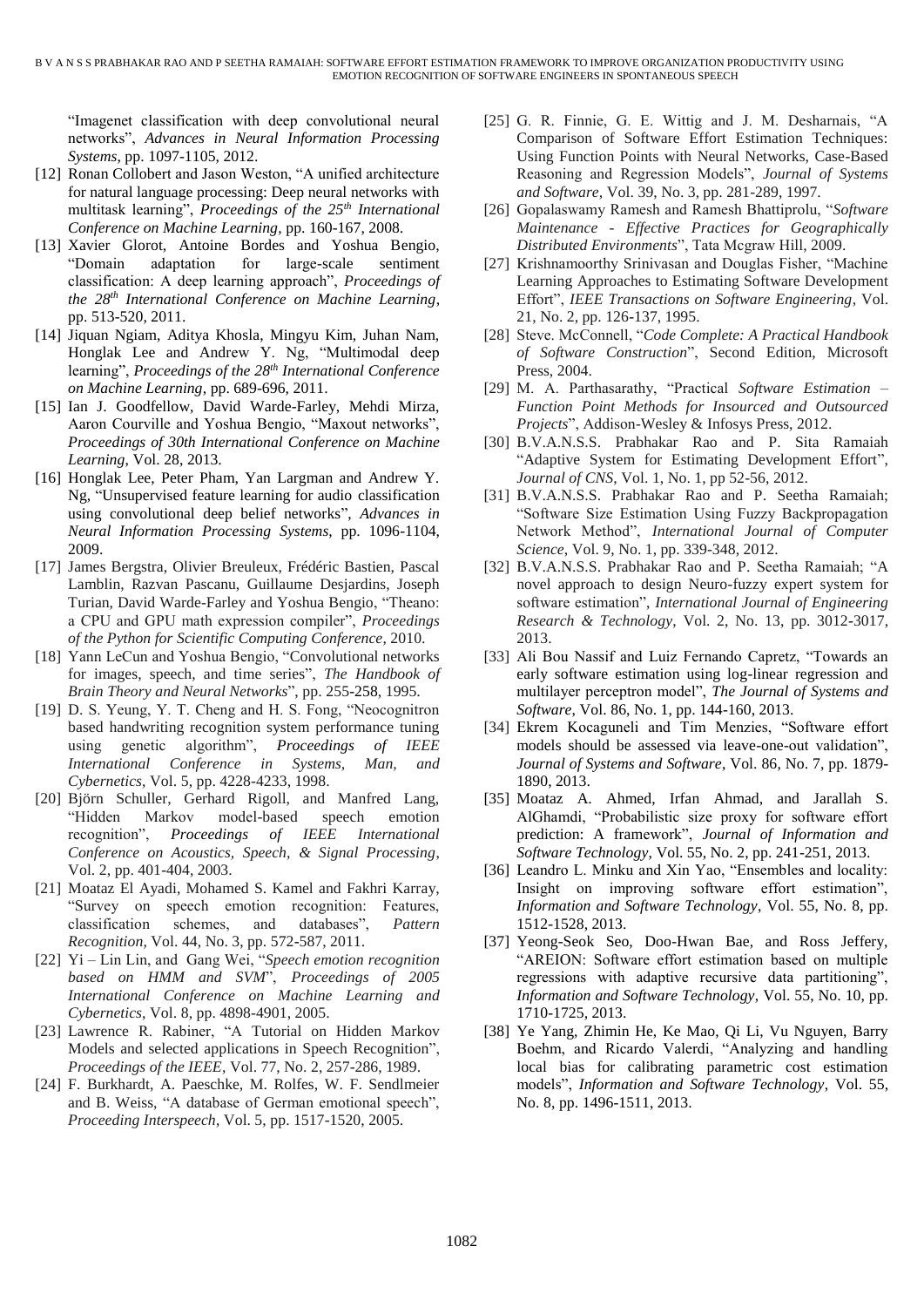"Imagenet classification with deep convolutional neural networks", *Advances in Neural Information Processing Systems*, pp. 1097-1105, 2012.

[12] Ronan Collobert and Jason Weston, "A unified architecture for natural language processing: Deep neural networks with multitask learning", *Proceedings of the 25th International Conference on Machine Learning*, pp. 160-167, 2008.

[13] Xavier Glorot, Antoine Bordes and Yoshua Bengio, "Domain adaptation for large-scale sentiment classification: A deep learning approach", *Proceedings of the 28th International Conference on Machine Learning*, pp. 513-520, 2011.

[14] Jiquan Ngiam, Aditya Khosla, Mingyu Kim, Juhan Nam, Honglak Lee and Andrew Y. Ng, "Multimodal deep learning", *Proceedings of the 28th International Conference on Machine Learning*, pp. 689-696, 2011.

[15] Ian J. Goodfellow, David Warde-Farley, Mehdi Mirza, Aaron Courville and Yoshua Bengio, "Maxout networks", *Proceedings of 30th International Conference on Machine Learning*, Vol. 28, 2013.

[16] Honglak Lee, Peter Pham, Yan Largman and Andrew Y. Ng, "Unsupervised feature learning for audio classification using convolutional deep belief networks", *Advances in Neural Information Processing Systems*, pp. 1096-1104, 2009.

[17] James Bergstra, Olivier Breuleux, Frédéric Bastien, Pascal Lamblin, Razvan Pascanu, Guillaume Desjardins, Joseph Turian, David Warde-Farley and Yoshua Bengio, "Theano: a CPU and GPU math expression compiler", *Proceedings of the Python for Scientific Computing Conference*, 2010.

[18] Yann LeCun and Yoshua Bengio, "Convolutional networks for images, speech, and time series", *The Handbook of Brain Theory and Neural Networks*", pp. 255-258, 1995.

[19] D. S. Yeung, Y. T. Cheng and H. S. Fong, "Neocognitron based handwriting recognition system performance tuning using genetic algorithm", *Proceedings of IEEE International Conference in Systems, Man, and Cybernetics*, Vol. 5, pp. 4228-4233, 1998.

[20] Björn Schuller, Gerhard Rigoll, and Manfred Lang, "Hidden Markov model-based speech emotion recognition", *Proceedings of IEEE International Conference on Acoustics, Speech, & Signal Processing*, Vol. 2, pp. 401-404, 2003.

[21] Moataz El Ayadi, Mohamed S. Kamel and Fakhri Karray, "Survey on speech emotion recognition: Features, classification schemes, and databases", *Pattern Recognition*, Vol. 44, No. 3, pp. 572-587, 2011.

[22] Yi – Lin Lin, and Gang Wei, "*Speech emotion recognition based on HMM and SVM*", *Proceedings of 2005 International Conference on Machine Learning and Cybernetics*, Vol. 8, pp. 4898-4901, 2005.

[23] Lawrence R. Rabiner, "A Tutorial on Hidden Markov Models and selected applications in Speech Recognition", *Proceedings of the IEEE*, Vol. 77, No. 2, 257-286, 1989.

[24] F. Burkhardt, A. Paeschke, M. Rolfes, W. F. Sendlmeier and B. Weiss, "A database of German emotional speech", *Proceeding Interspeech*, Vol. 5, pp. 1517-1520, 2005.

[25] G. R. Finnie, G. E. Wittig and J. M. Desharnais, "A Comparison of Software Effort Estimation Techniques: Using Function Points with Neural Networks, Case-Based Reasoning and Regression Models", *Journal of Systems and Software*, Vol. 39, No. 3, pp. 281-289, 1997.

[26] Gopalaswamy Ramesh and Ramesh Bhattiprolu, "*Software Maintenance - Effective Practices for Geographically Distributed Environments*", Tata Mcgraw Hill, 2009.

[27] Krishnamoorthy Srinivasan and Douglas Fisher, "Machine Learning Approaches to Estimating Software Development Effort", *IEEE Transactions on Software Engineering*, Vol. 21, No. 2, pp. 126-137, 1995.

[28] Steve. McConnell, "*Code Complete: A Practical Handbook of Software Construction*", Second Edition, Microsoft Press, 2004.

[29] M. A. Parthasarathy, "Practical *Software Estimation – Function Point Methods for Insourced and Outsourced Projects*", Addison-Wesley & Infosys Press, 2012.

[30] B.V.A.N.S.S. Prabhakar Rao and P. Sita Ramaiah "Adaptive System for Estimating Development Effort", *Journal of CNS*, Vol. 1, No. 1, pp 52-56, 2012.

[31] B.V.A.N.S.S. Prabhakar Rao and P. Seetha Ramaiah; "Software Size Estimation Using Fuzzy Backpropagation Network Method", *International Journal of Computer Science*, Vol. 9, No. 1, pp. 339-348, 2012.

[32] B.V.A.N.S.S. Prabhakar Rao and P. Seetha Ramaiah; "A novel approach to design Neuro-fuzzy expert system for software estimation", *International Journal of Engineering Research & Technology*, Vol. 2, No. 13, pp. 3012-3017, 2013.

[33] Ali Bou Nassif and Luiz Fernando Capretz, "Towards an early software estimation using log-linear regression and multilayer perceptron model", *The Journal of Systems and Software*, Vol. 86, No. 1, pp. 144-160, 2013.

[34] Ekrem Kocaguneli and Tim Menzies, "Software effort models should be assessed via leave-one-out validation", *Journal of Systems and Software*, Vol. 86, No. 7, pp. 1879-1890, 2013.

[35] Moataz A. Ahmed, Irfan Ahmad, and Jarallah S. AlGhamdi, "Probabilistic size proxy for software effort prediction: A framework", *Journal of Information and Software Technology*, Vol. 55, No. 2, pp. 241-251, 2013.

[36] Leandro L. Minku and Xin Yao, "Ensembles and locality: Insight on improving software effort estimation", *Information and Software Technology*, Vol. 55, No. 8, pp. 1512-1528, 2013.

[37] Yeong-Seok Seo, Doo-Hwan Bae, and Ross Jeffery, "AREION: Software effort estimation based on multiple regressions with adaptive recursive data partitioning", *Information and Software Technology*, Vol. 55, No. 10, pp. 1710-1725, 2013.

[38] Ye Yang, Zhimin He, Ke Mao, Qi Li, Vu Nguyen, Barry Boehm, and Ricardo Valerdi, "Analyzing and handling local bias for calibrating parametric cost estimation models", *Information and Software Technology*, Vol. 55, No. 8, pp. 1496-1511, 2013.